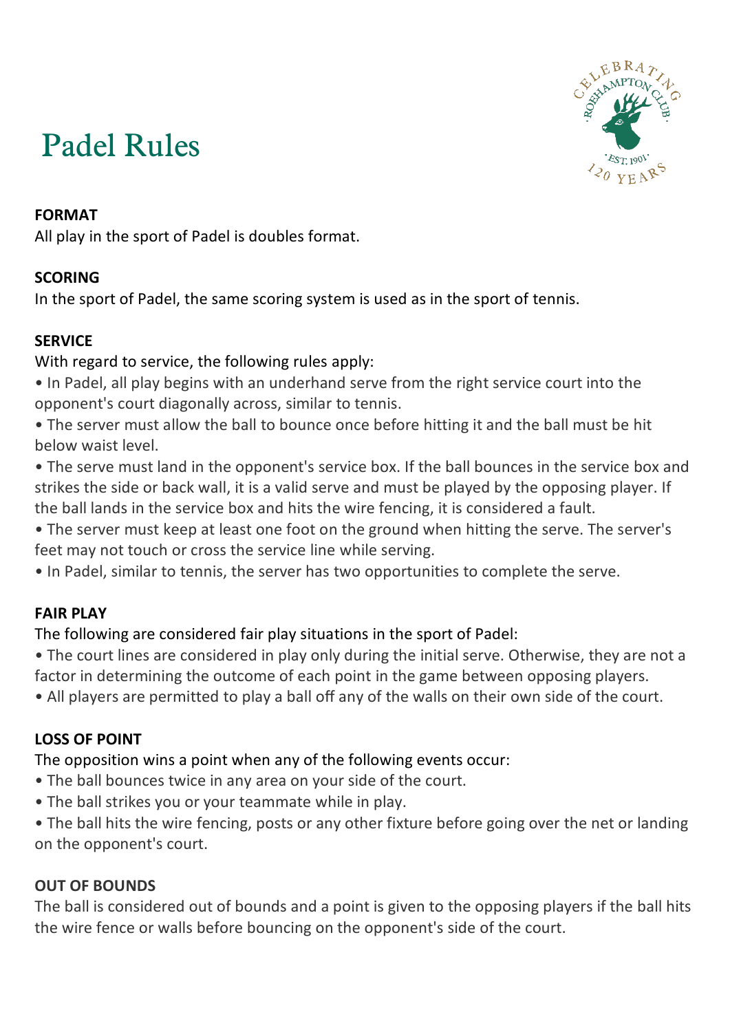# Padel Rules

**FORMAT**

All play in the sport of Padel is doubles format.

**SCORING**

In the sport of Padel, the same scoring system is used as in the sport of tennis.

**SERVICE**

With regard to service, the following rules apply:

- In Padel, all play begins with an underhand serve from the right service court into the opponent's court diagonally across, similar to tennis.
- The server must allow the ball to bounce once before hitting it and the ball must be hit below waist level.
- The serve must land in the opponent's service box. If the ball bounces in the service box and strikes the side or back wall, it is a valid serve and must be played by the opposing player. If the ball lands in the service box and hits the wire fencing, it is considered a fault.
- The server must keep at least one foot on the ground when hitting the serve. The server's feet may not touch or cross the service line while serving.
- In Padel, similar to tennis, the server has two opportunities to complete the serve.

**FAIR PLAY**

The following are considered fair play situations in the sport of Padel:

- The court lines are considered in play only during the initial serve. Otherwise, they are not a factor in determining the outcome of each point in the game between opposing players.
- All players are permitted to play a ball off any of the walls on their own side of the court.

**LOSS OF POINT**

The opposition wins a point when any of the following events occur:

- The ball bounces twice in any area on your side of the court.
- The ball strikes you or your teammate while in play.
- The ball hits the wire fencing, posts or any other fixture before going over the net or landing on the opponent's court.

**OUT OF BOUNDS**

The ball is considered out of bounds and a point is given to the opposing players if the ball hits the wire fence or walls before bouncing on the opponent's side of the court.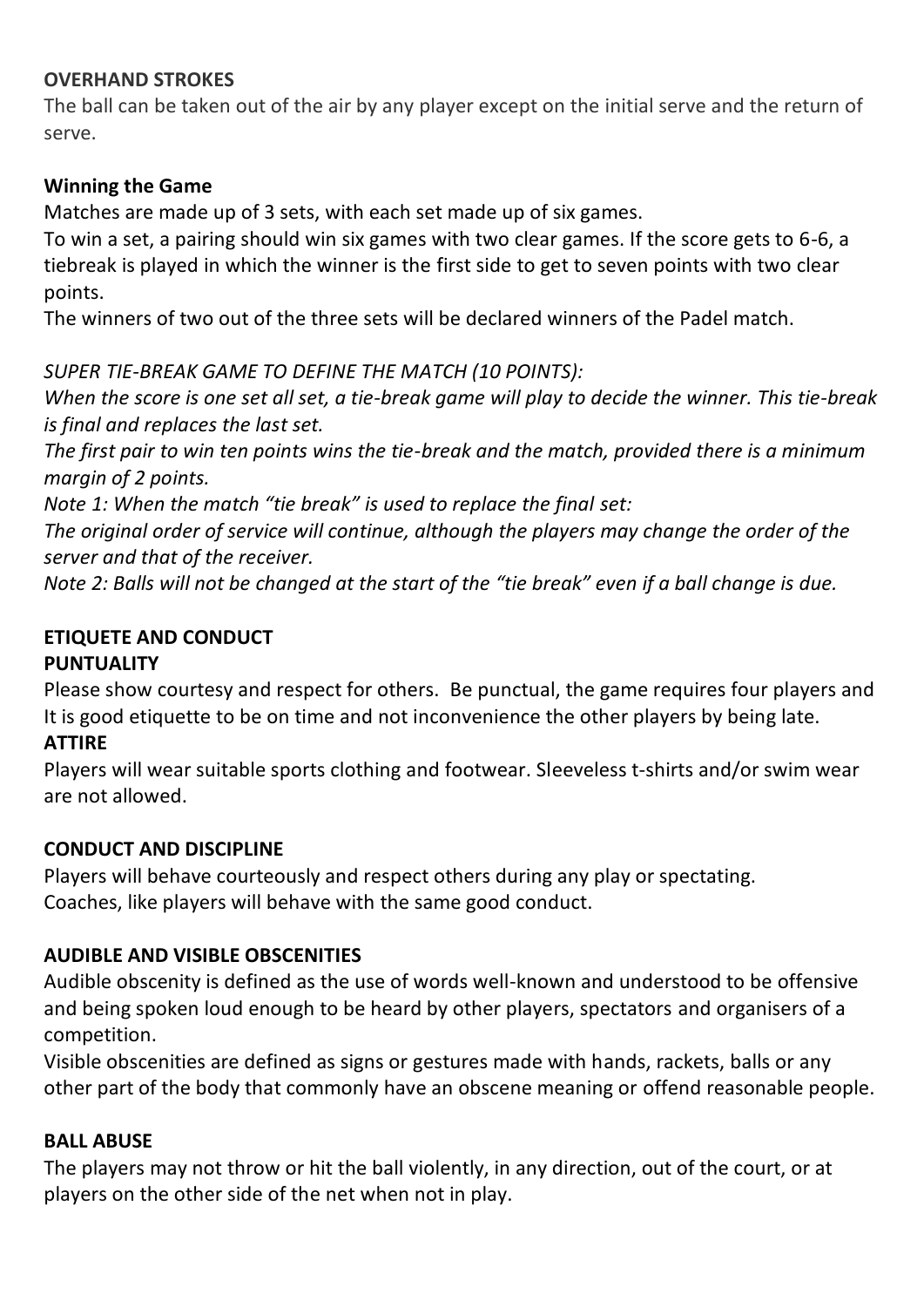**OVERHAND STROKES**

The ball can be taken out of the air by any player except on the initial serve and the return of serve.

**Winning the Game**

Matches are made up of 3 sets, with each set made up of six games.

To win a set, a pairing should win six games with two clear games. If the score gets to 6-6, a tiebreak is played in which the winner is the first side to get to seven points with two clear points.

The winners of two out of the three sets will be declared winners of the Padel match.

*SUPER TIE-BREAK GAME TO DEFINE THE MATCH (10 POINTS):*

*When the score is one set all set, a tie-break game will play to decide the winner. This tie-break is final and replaces the last set.*

*The first pair to win ten points wins the tie-break and the match, provided there is a minimum margin of 2 points.*

*Note 1: When the match "tie break" is used to replace the final set:*

*The original order of service will continue, although the players may change the order of the server and that of the receiver.*

*Note 2: Balls will not be changed at the start of the "tie break" even if a ball change is due.*

**ETIQUETE AND CONDUCT**

**PUNTUALITY**

Please show courtesy and respect for others. Be punctual, the game requires four players and It is good etiquette to be on time and not inconvenience the other players by being late.

**ATTIRE**

Players will wear suitable sports clothing and footwear. Sleeveless t-shirts and/or swim wear are not allowed.

**CONDUCT AND DISCIPLINE**

Players will behave courteously and respect others during any play or spectating.

Coaches, like players will behave with the same good conduct.

**AUDIBLE AND VISIBLE OBSCENITIES**

Audible obscenity is defined as the use of words well-known and understood to be offensive and being spoken loud enough to be heard by other players, spectators and organisers of a competition.

Visible obscenities are defined as signs or gestures made with hands, rackets, balls or any other part of the body that commonly have an obscene meaning or offend reasonable people.

**BALL ABUSE**

The players may not throw or hit the ball violently, in any direction, out of the court, or at players on the other side of the net when not in play.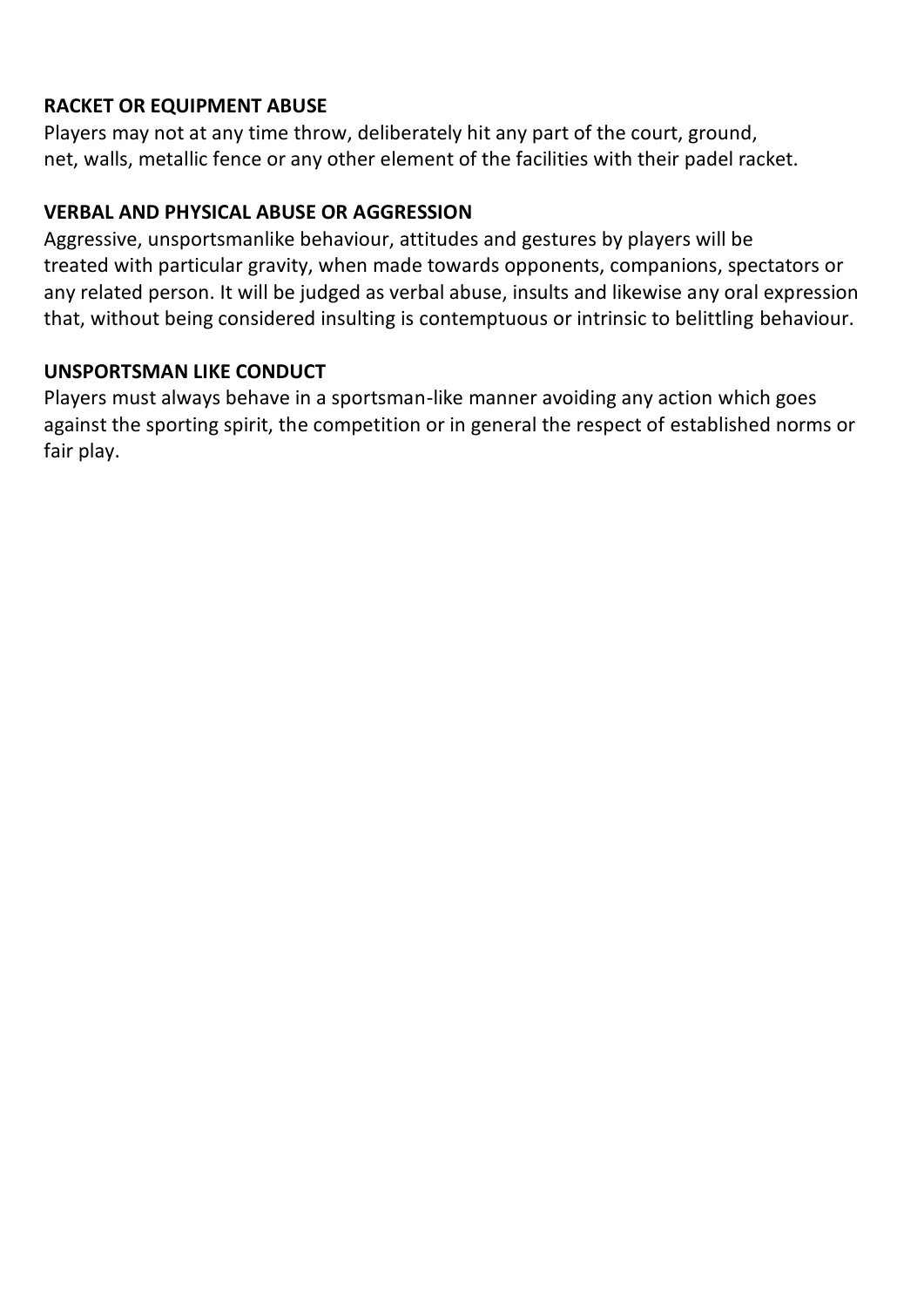**RACKET OR EQUIPMENT ABUSE**

Players may not at any time throw, deliberately hit any part of the court, ground, net, walls, metallic fence or any other element of the facilities with their padel racket.

**VERBAL AND PHYSICAL ABUSE OR AGGRESSION**

Aggressive, unsportsmanlike behaviour, attitudes and gestures by players will be treated with particular gravity, when made towards opponents, companions, spectators or any related person. It will be judged as verbal abuse, insults and likewise any oral expression that, without being considered insulting is contemptuous or intrinsic to belittling behaviour.

**UNSPORTSMAN LIKE CONDUCT**

Players must always behave in a sportsman-like manner avoiding any action which goes against the sporting spirit, the competition or in general the respect of established norms or fair play.